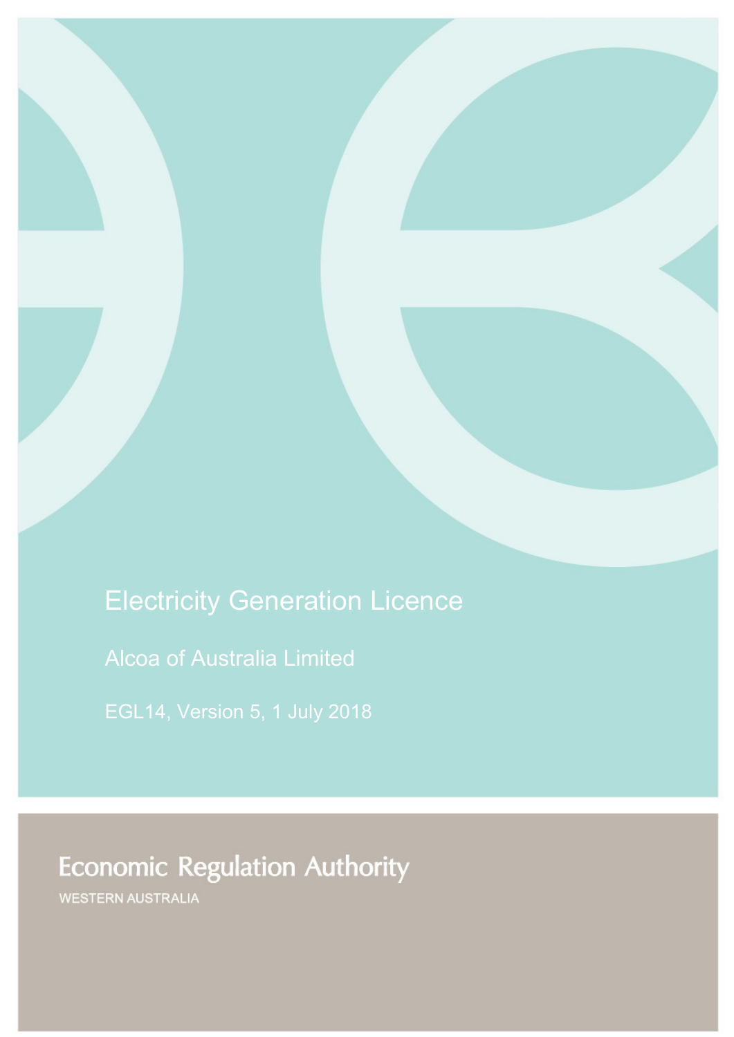# Electricity Generation Licence

## Alcoa of Australia Limited

EGL14, Version 5, 1 July 2018

Economic Regulation Authority

WESTERN AUSTRALIA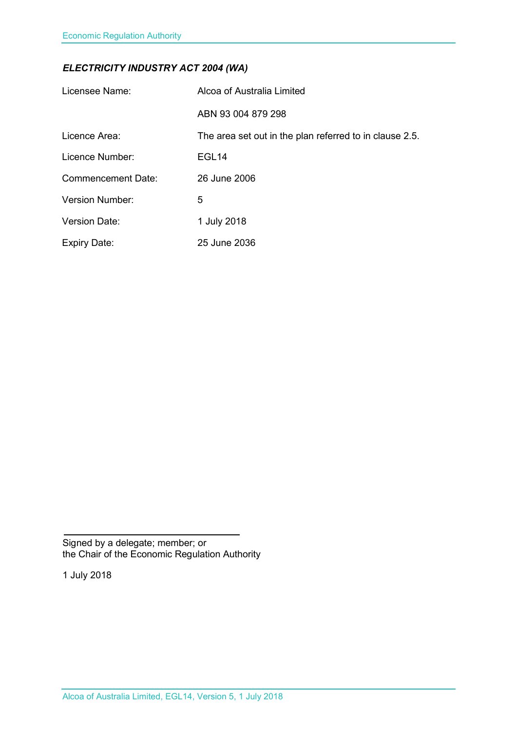***ELECTRICITY INDUSTRY ACT 2004 (WA)***

| | |
|---|---|
| Licensee Name: | Alcoa of Australia Limited |
| | ABN 93 004 879 298 |
| Licence Area: | The area set out in the plan referred to in clause 2.5. |
| Licence Number: | EGL14 |
| Commencement Date: | 26 June 2006 |
| Version Number: | 5 |
| Version Date: | 1 July 2018 |
| Expiry Date: | 25 June 2036 |

Signed by a delegate; member; or
the Chair of the Economic Regulation Authority

1 July 2018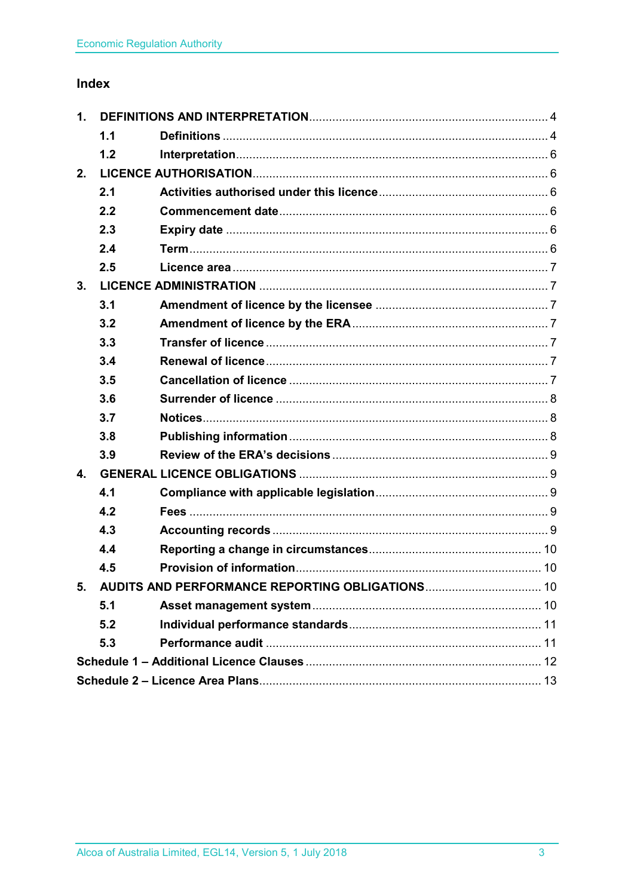## Index

1. **DEFINITIONS AND INTERPRETATION** ..... 4
   - **1.1 Definitions** ..... 4
   - **1.2 Interpretation** ..... 6
2. **LICENCE AUTHORISATION** ..... 6
   - **2.1 Activities authorised under this licence** ..... 6
   - **2.2 Commencement date** ..... 6
   - **2.3 Expiry date** ..... 6
   - **2.4 Term** ..... 6
   - **2.5 Licence area** ..... 7
3. **LICENCE ADMINISTRATION** ..... 7
   - **3.1 Amendment of licence by the licensee** ..... 7
   - **3.2 Amendment of licence by the ERA** ..... 7
   - **3.3 Transfer of licence** ..... 7
   - **3.4 Renewal of licence** ..... 7
   - **3.5 Cancellation of licence** ..... 7
   - **3.6 Surrender of licence** ..... 8
   - **3.7 Notices** ..... 8
   - **3.8 Publishing information** ..... 8
   - **3.9 Review of the ERA's decisions** ..... 9
4. **GENERAL LICENCE OBLIGATIONS** ..... 9
   - **4.1 Compliance with applicable legislation** ..... 9
   - **4.2 Fees** ..... 9
   - **4.3 Accounting records** ..... 9
   - **4.4 Reporting a change in circumstances** ..... 10
   - **4.5 Provision of information** ..... 10
5. **AUDITS AND PERFORMANCE REPORTING OBLIGATIONS** ..... 10
   - **5.1 Asset management system** ..... 10
   - **5.2 Individual performance standards** ..... 11
   - **5.3 Performance audit** ..... 11

**Schedule 1 – Additional Licence Clauses** ..... 12

**Schedule 2 – Licence Area Plans** ..... 13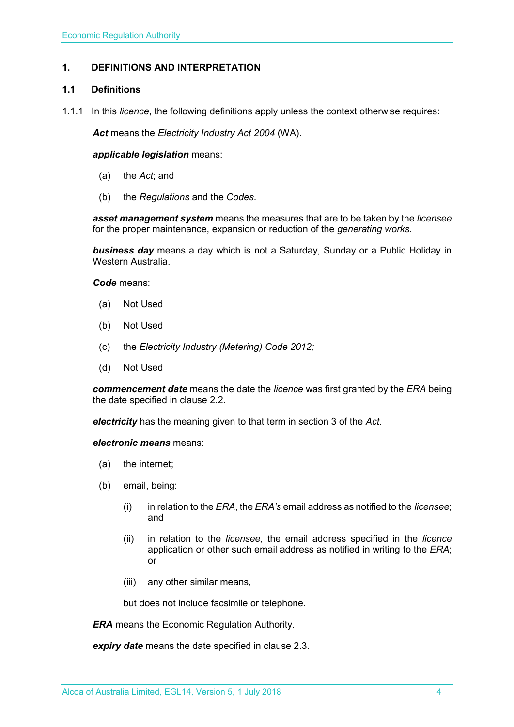# 1. DEFINITIONS AND INTERPRETATION

## 1.1 Definitions

1.1.1 In this *licence*, the following definitions apply unless the context otherwise requires:

***Act*** means the *Electricity Industry Act 2004* (WA).

***applicable legislation*** means:

(a) the *Act*; and

(b) the *Regulations* and the *Codes*.

***asset management system*** means the measures that are to be taken by the *licensee* for the proper maintenance, expansion or reduction of the *generating works*.

***business day*** means a day which is not a Saturday, Sunday or a Public Holiday in Western Australia.

***Code*** means:

(a) Not Used

(b) Not Used

(c) the *Electricity Industry (Metering) Code 2012;*

(d) Not Used

***commencement date*** means the date the *licence* was first granted by the *ERA* being the date specified in clause 2.2.

***electricity*** has the meaning given to that term in section 3 of the *Act*.

***electronic means*** means:

(a) the internet;

(b) email, being:

(i) in relation to the *ERA*, the *ERA's* email address as notified to the *licensee*; and

(ii) in relation to the *licensee*, the email address specified in the *licence* application or other such email address as notified in writing to the *ERA*; or

(iii) any other similar means,

but does not include facsimile or telephone.

***ERA*** means the Economic Regulation Authority.

***expiry date*** means the date specified in clause 2.3.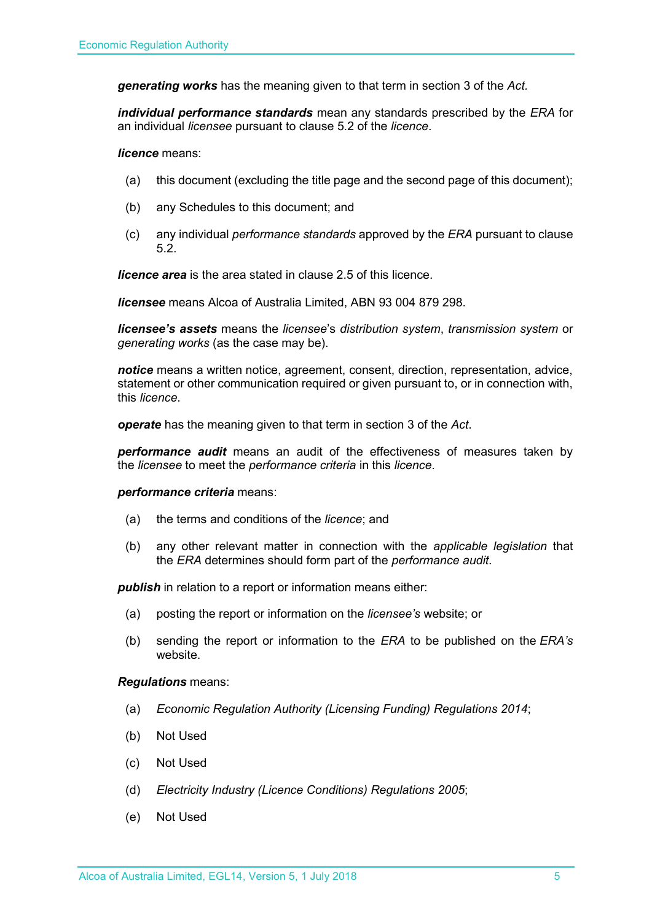***generating works*** has the meaning given to that term in section 3 of the *Act.*

***individual performance standards*** mean any standards prescribed by the *ERA* for an individual *licensee* pursuant to clause 5.2 of the *licence*.

***licence*** means:

(a) this document (excluding the title page and the second page of this document);

(b) any Schedules to this document; and

(c) any individual *performance standards* approved by the *ERA* pursuant to clause 5.2.

***licence area*** is the area stated in clause 2.5 of this licence.

***licensee*** means Alcoa of Australia Limited, ABN 93 004 879 298.

***licensee's assets*** means the *licensee*'s *distribution system*, *transmission system* or *generating works* (as the case may be).

***notice*** means a written notice, agreement, consent, direction, representation, advice, statement or other communication required or given pursuant to, or in connection with, this *licence*.

***operate*** has the meaning given to that term in section 3 of the *Act*.

***performance audit*** means an audit of the effectiveness of measures taken by the *licensee* to meet the *performance criteria* in this *licence*.

***performance criteria*** means:

(a) the terms and conditions of the *licence*; and

(b) any other relevant matter in connection with the *applicable legislation* that the *ERA* determines should form part of the *performance audit*.

***publish*** in relation to a report or information means either:

(a) posting the report or information on the *licensee's* website; or

(b) sending the report or information to the *ERA* to be published on the *ERA's* website.

***Regulations*** means:

(a) *Economic Regulation Authority (Licensing Funding) Regulations 2014*;

(b) Not Used

(c) Not Used

(d) *Electricity Industry (Licence Conditions) Regulations 2005*;

(e) Not Used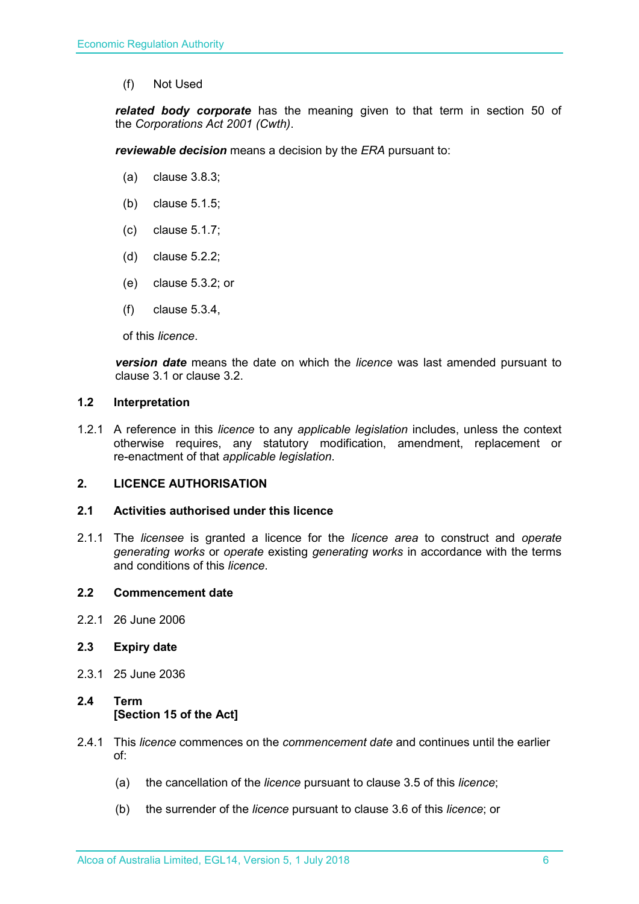(f) Not Used

***related body corporate*** has the meaning given to that term in section 50 of the *Corporations Act 2001 (Cwth)*.

***reviewable decision*** means a decision by the *ERA* pursuant to:

(a) clause 3.8.3;

(b) clause 5.1.5;

(c) clause 5.1.7;

(d) clause 5.2.2;

(e) clause 5.3.2; or

(f) clause 5.3.4,

of this *licence*.

***version date*** means the date on which the *licence* was last amended pursuant to clause 3.1 or clause 3.2.

### 1.2 Interpretation

1.2.1 A reference in this *licence* to any *applicable legislation* includes, unless the context otherwise requires, any statutory modification, amendment, replacement or re-enactment of that *applicable legislation*.

## 2. LICENCE AUTHORISATION

### 2.1 Activities authorised under this licence

2.1.1 The *licensee* is granted a licence for the *licence area* to construct and *operate generating works* or *operate* existing *generating works* in accordance with the terms and conditions of this *licence*.

### 2.2 Commencement date

2.2.1 26 June 2006

### 2.3 Expiry date

2.3.1 25 June 2036

### 2.4 Term
**[Section 15 of the Act]**

2.4.1 This *licence* commences on the *commencement date* and continues until the earlier of:

(a) the cancellation of the *licence* pursuant to clause 3.5 of this *licence*;

(b) the surrender of the *licence* pursuant to clause 3.6 of this *licence*; or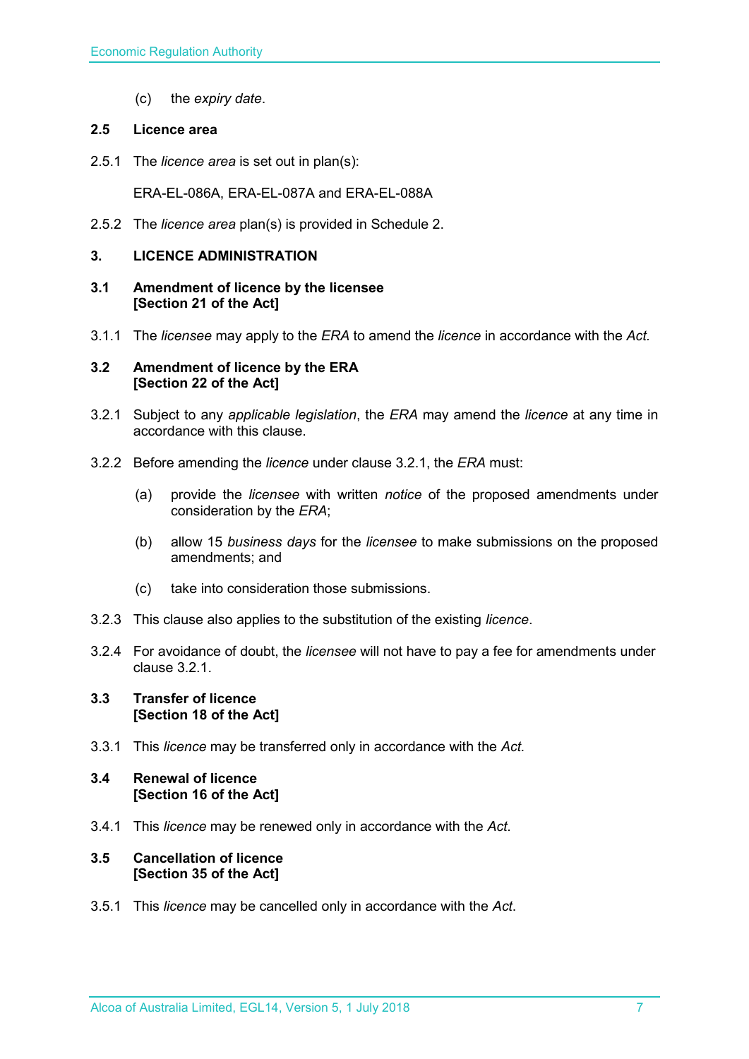(c) the *expiry date*.

### 2.5 Licence area

2.5.1 The *licence area* is set out in plan(s):

ERA-EL-086A, ERA-EL-087A and ERA-EL-088A

2.5.2 The *licence area* plan(s) is provided in Schedule 2.

## 3. LICENCE ADMINISTRATION

### 3.1 Amendment of licence by the licensee [Section 21 of the Act]

3.1.1 The *licensee* may apply to the *ERA* to amend the *licence* in accordance with the *Act.*

### 3.2 Amendment of licence by the ERA [Section 22 of the Act]

3.2.1 Subject to any *applicable legislation*, the *ERA* may amend the *licence* at any time in accordance with this clause.

3.2.2 Before amending the *licence* under clause 3.2.1, the *ERA* must:

(a) provide the *licensee* with written *notice* of the proposed amendments under consideration by the *ERA*;

(b) allow 15 *business days* for the *licensee* to make submissions on the proposed amendments; and

(c) take into consideration those submissions.

3.2.3 This clause also applies to the substitution of the existing *licence*.

3.2.4 For avoidance of doubt, the *licensee* will not have to pay a fee for amendments under clause 3.2.1.

### 3.3 Transfer of licence [Section 18 of the Act]

3.3.1 This *licence* may be transferred only in accordance with the *Act.*

### 3.4 Renewal of licence [Section 16 of the Act]

3.4.1 This *licence* may be renewed only in accordance with the *Act*.

### 3.5 Cancellation of licence [Section 35 of the Act]

3.5.1 This *licence* may be cancelled only in accordance with the *Act*.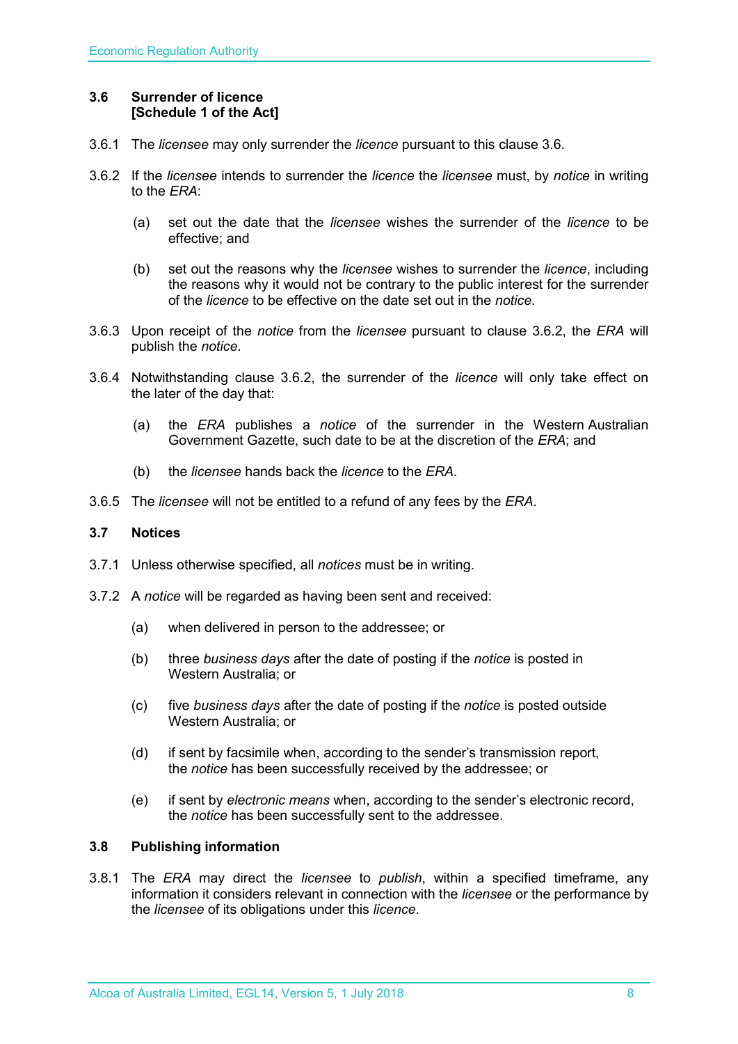### 3.6 Surrender of licence
### [Schedule 1 of the Act]

3.6.1 The *licensee* may only surrender the *licence* pursuant to this clause 3.6.

3.6.2 If the *licensee* intends to surrender the *licence* the *licensee* must, by *notice* in writing to the *ERA*:

(a) set out the date that the *licensee* wishes the surrender of the *licence* to be effective; and

(b) set out the reasons why the *licensee* wishes to surrender the *licence*, including the reasons why it would not be contrary to the public interest for the surrender of the *licence* to be effective on the date set out in the *notice*.

3.6.3 Upon receipt of the *notice* from the *licensee* pursuant to clause 3.6.2, the *ERA* will publish the *notice*.

3.6.4 Notwithstanding clause 3.6.2, the surrender of the *licence* will only take effect on the later of the day that:

(a) the *ERA* publishes a *notice* of the surrender in the Western Australian Government Gazette, such date to be at the discretion of the *ERA*; and

(b) the *licensee* hands back the *licence* to the *ERA*.

3.6.5 The *licensee* will not be entitled to a refund of any fees by the *ERA*.

### 3.7 Notices

3.7.1 Unless otherwise specified, all *notices* must be in writing.

3.7.2 A *notice* will be regarded as having been sent and received:

(a) when delivered in person to the addressee; or

(b) three *business days* after the date of posting if the *notice* is posted in Western Australia; or

(c) five *business days* after the date of posting if the *notice* is posted outside Western Australia; or

(d) if sent by facsimile when, according to the sender's transmission report, the *notice* has been successfully received by the addressee; or

(e) if sent by *electronic means* when, according to the sender's electronic record, the *notice* has been successfully sent to the addressee.

### 3.8 Publishing information

3.8.1 The *ERA* may direct the *licensee* to *publish*, within a specified timeframe, any information it considers relevant in connection with the *licensee* or the performance by the *licensee* of its obligations under this *licence*.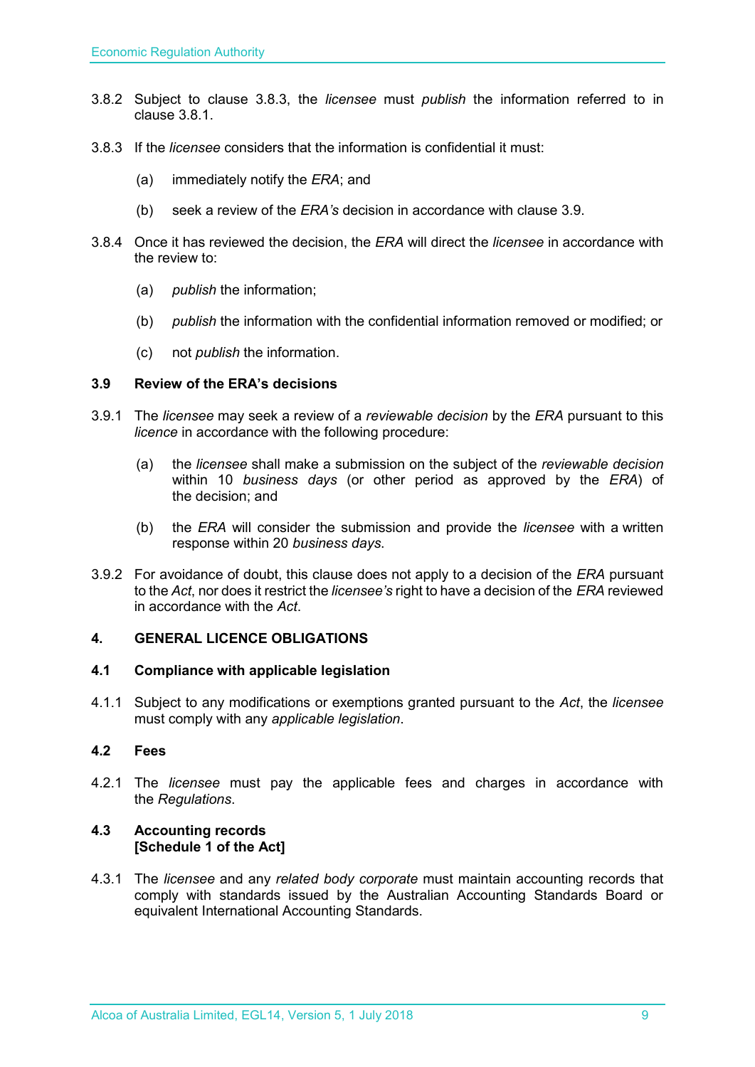3.8.2 Subject to clause 3.8.3, the *licensee* must *publish* the information referred to in clause 3.8.1.

3.8.3 If the *licensee* considers that the information is confidential it must:

(a) immediately notify the *ERA*; and

(b) seek a review of the *ERA's* decision in accordance with clause 3.9.

3.8.4 Once it has reviewed the decision, the *ERA* will direct the *licensee* in accordance with the review to:

(a) *publish* the information;

(b) *publish* the information with the confidential information removed or modified; or

(c) not *publish* the information.

### 3.9 Review of the ERA's decisions

3.9.1 The *licensee* may seek a review of a *reviewable decision* by the *ERA* pursuant to this *licence* in accordance with the following procedure:

(a) the *licensee* shall make a submission on the subject of the *reviewable decision* within 10 *business days* (or other period as approved by the *ERA*) of the decision; and

(b) the *ERA* will consider the submission and provide the *licensee* with a written response within 20 *business days*.

3.9.2 For avoidance of doubt, this clause does not apply to a decision of the *ERA* pursuant to the *Act*, nor does it restrict the *licensee's* right to have a decision of the *ERA* reviewed in accordance with the *Act*.

## 4. GENERAL LICENCE OBLIGATIONS

### 4.1 Compliance with applicable legislation

4.1.1 Subject to any modifications or exemptions granted pursuant to the *Act*, the *licensee* must comply with any *applicable legislation*.

### 4.2 Fees

4.2.1 The *licensee* must pay the applicable fees and charges in accordance with the *Regulations*.

### 4.3 Accounting records
**[Schedule 1 of the Act]**

4.3.1 The *licensee* and any *related body corporate* must maintain accounting records that comply with standards issued by the Australian Accounting Standards Board or equivalent International Accounting Standards.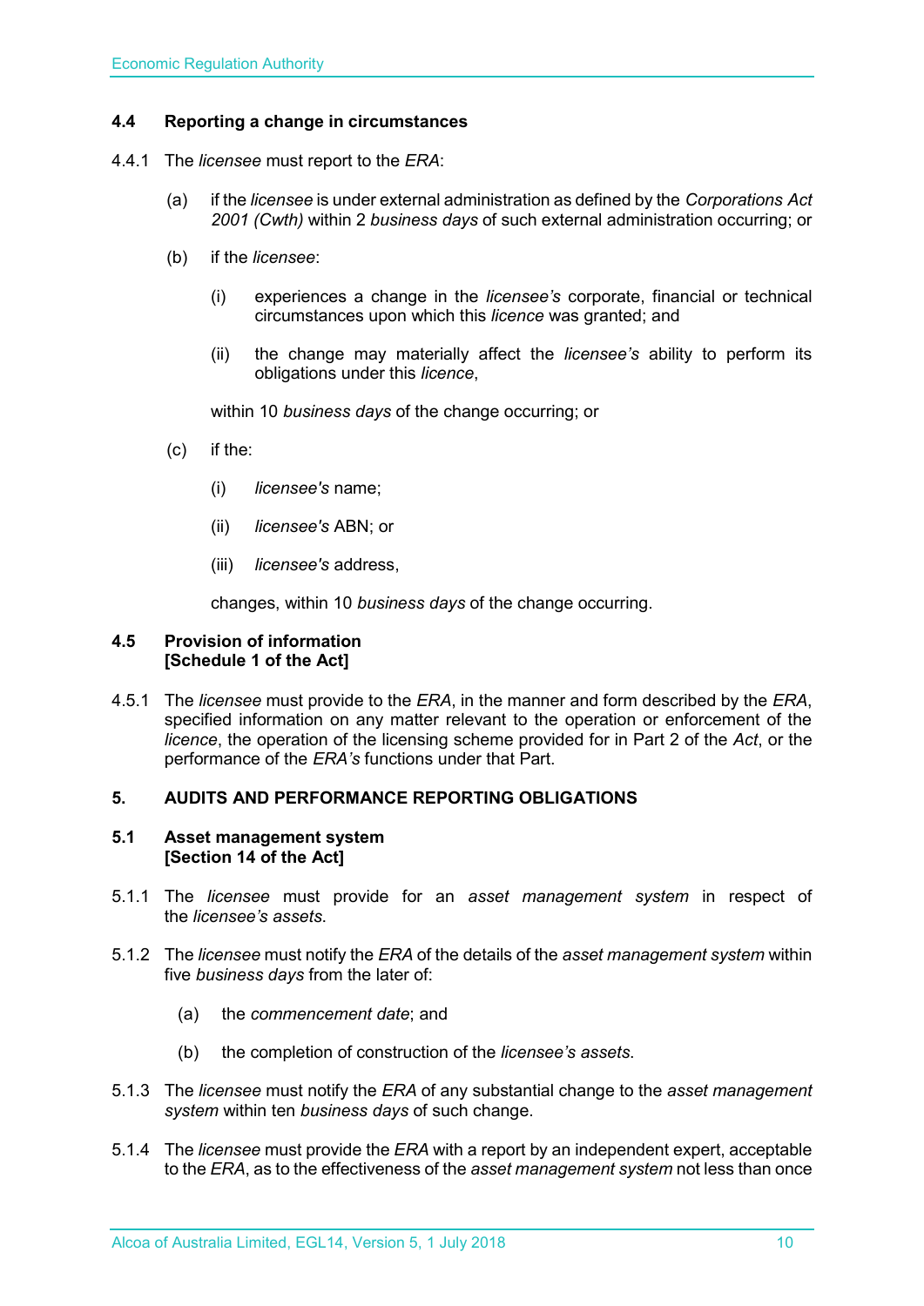### 4.4 Reporting a change in circumstances

4.4.1 The *licensee* must report to the *ERA*:

(a) if the *licensee* is under external administration as defined by the *Corporations Act 2001 (Cwth)* within 2 *business days* of such external administration occurring; or

(b) if the *licensee*:

(i) experiences a change in the *licensee's* corporate, financial or technical circumstances upon which this *licence* was granted; and

(ii) the change may materially affect the *licensee's* ability to perform its obligations under this *licence*,

within 10 *business days* of the change occurring; or

(c) if the:

(i) *licensee's* name;

(ii) *licensee's* ABN; or

(iii) *licensee's* address,

changes, within 10 *business days* of the change occurring.

### 4.5 Provision of information [Schedule 1 of the Act]

4.5.1 The *licensee* must provide to the *ERA*, in the manner and form described by the *ERA*, specified information on any matter relevant to the operation or enforcement of the *licence*, the operation of the licensing scheme provided for in Part 2 of the *Act*, or the performance of the *ERA's* functions under that Part.

## 5. AUDITS AND PERFORMANCE REPORTING OBLIGATIONS

### 5.1 Asset management system [Section 14 of the Act]

5.1.1 The *licensee* must provide for an *asset management system* in respect of the *licensee's assets*.

5.1.2 The *licensee* must notify the *ERA* of the details of the *asset management system* within five *business days* from the later of:

(a) the *commencement date*; and

(b) the completion of construction of the *licensee's assets*.

5.1.3 The *licensee* must notify the *ERA* of any substantial change to the *asset management system* within ten *business days* of such change.

5.1.4 The *licensee* must provide the *ERA* with a report by an independent expert, acceptable to the *ERA*, as to the effectiveness of the *asset management system* not less than once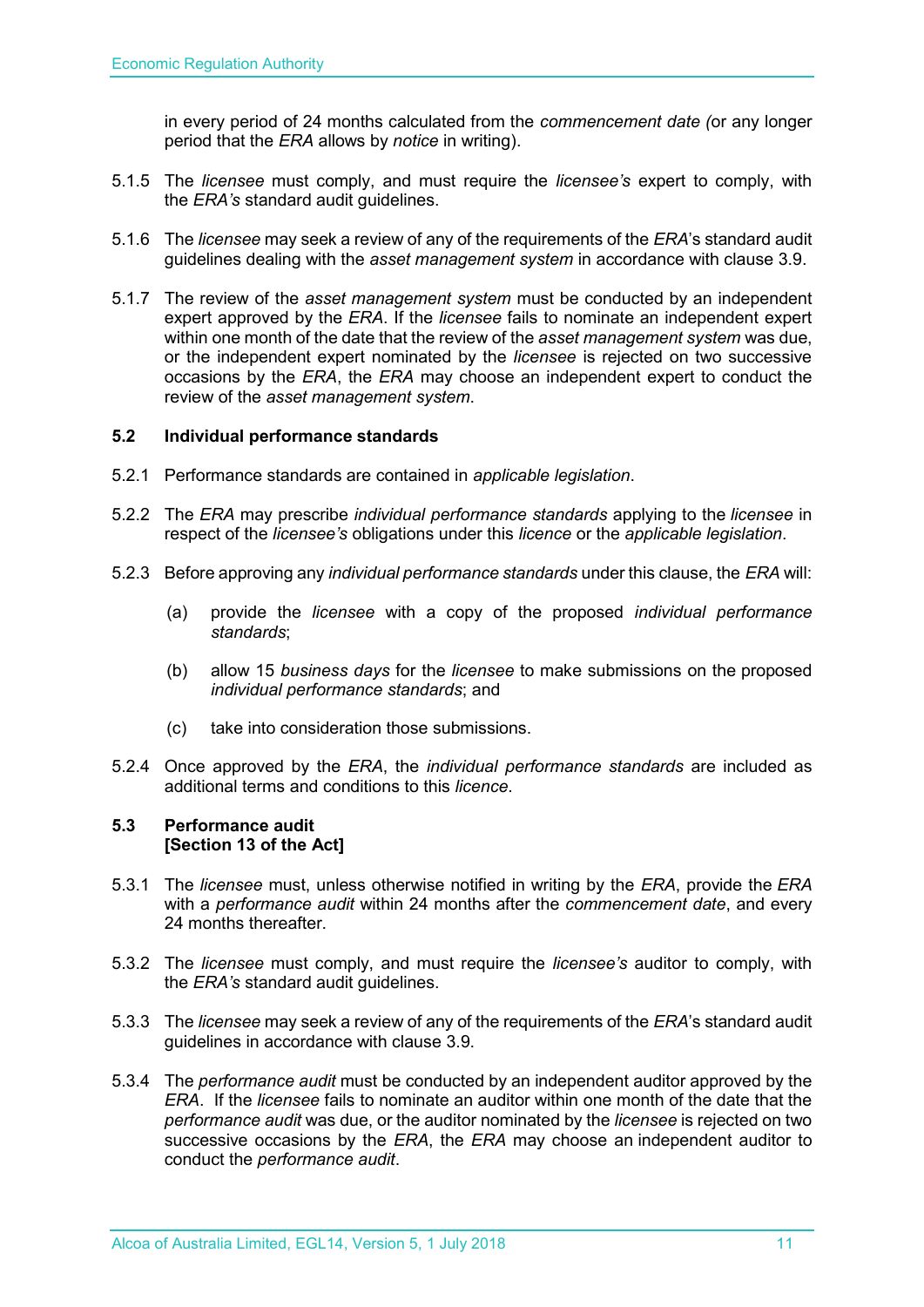in every period of 24 months calculated from the *commencement date (*or any longer period that the *ERA* allows by *notice* in writing).

5.1.5 The *licensee* must comply, and must require the *licensee's* expert to comply, with the *ERA's* standard audit guidelines.

5.1.6 The *licensee* may seek a review of any of the requirements of the *ERA*'s standard audit guidelines dealing with the *asset management system* in accordance with clause 3.9.

5.1.7 The review of the *asset management system* must be conducted by an independent expert approved by the *ERA*. If the *licensee* fails to nominate an independent expert within one month of the date that the review of the *asset management system* was due, or the independent expert nominated by the *licensee* is rejected on two successive occasions by the *ERA*, the *ERA* may choose an independent expert to conduct the review of the *asset management system*.

### 5.2 Individual performance standards

5.2.1 Performance standards are contained in *applicable legislation*.

5.2.2 The *ERA* may prescribe *individual performance standards* applying to the *licensee* in respect of the *licensee's* obligations under this *licence* or the *applicable legislation*.

5.2.3 Before approving any *individual performance standards* under this clause, the *ERA* will:

(a) provide the *licensee* with a copy of the proposed *individual performance standards*;

(b) allow 15 *business days* for the *licensee* to make submissions on the proposed *individual performance standards*; and

(c) take into consideration those submissions.

5.2.4 Once approved by the *ERA*, the *individual performance standards* are included as additional terms and conditions to this *licence*.

### 5.3 Performance audit
**[Section 13 of the Act]**

5.3.1 The *licensee* must, unless otherwise notified in writing by the *ERA*, provide the *ERA* with a *performance audit* within 24 months after the *commencement date*, and every 24 months thereafter.

5.3.2 The *licensee* must comply, and must require the *licensee's* auditor to comply, with the *ERA's* standard audit guidelines.

5.3.3 The *licensee* may seek a review of any of the requirements of the *ERA*'s standard audit guidelines in accordance with clause 3.9.

5.3.4 The *performance audit* must be conducted by an independent auditor approved by the *ERA*. If the *licensee* fails to nominate an auditor within one month of the date that the *performance audit* was due, or the auditor nominated by the *licensee* is rejected on two successive occasions by the *ERA*, the *ERA* may choose an independent auditor to conduct the *performance audit*.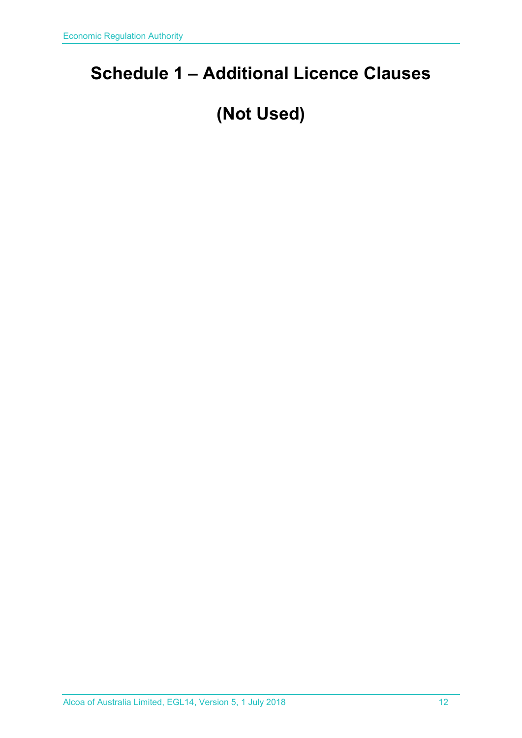# Schedule 1 – Additional Licence Clauses

# (Not Used)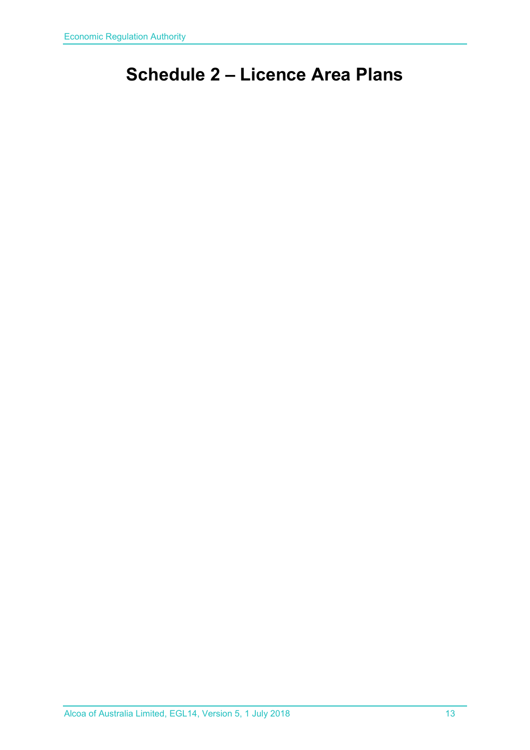# Schedule 2 – Licence Area Plans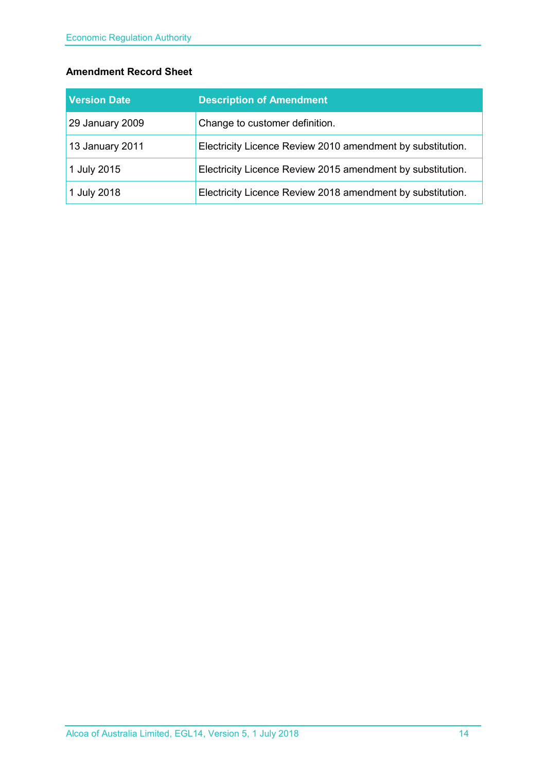**Amendment Record Sheet**

| Version Date | Description of Amendment |
| --- | --- |
| 29 January 2009 | Change to customer definition. |
| 13 January 2011 | Electricity Licence Review 2010 amendment by substitution. |
| 1 July 2015 | Electricity Licence Review 2015 amendment by substitution. |
| 1 July 2018 | Electricity Licence Review 2018 amendment by substitution. |